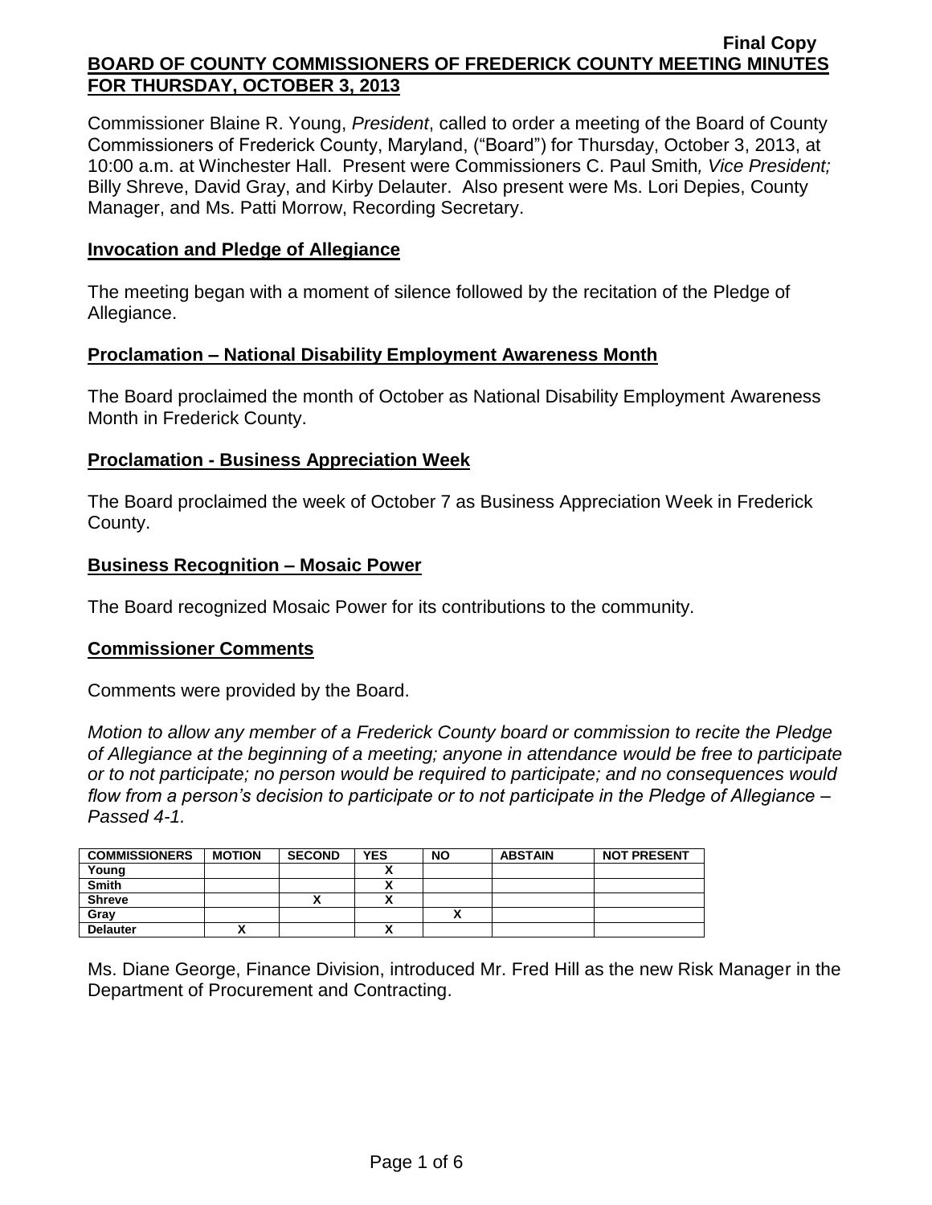**Final Copy**

# BOARD OF COUNTY COMMISSIONERS OF FREDERICK COUNTY MEETING MINUTES FOR THURSDAY, OCTOBER 3, 2013

Commissioner Blaine R. Young, *President*, called to order a meeting of the Board of County Commissioners of Frederick County, Maryland, ("Board") for Thursday, October 3, 2013, at 10:00 a.m. at Winchester Hall. Present were Commissioners C. Paul Smith*, Vice President;* Billy Shreve, David Gray, and Kirby Delauter. Also present were Ms. Lori Depies, County Manager, and Ms. Patti Morrow, Recording Secretary.

## Invocation and Pledge of Allegiance

The meeting began with a moment of silence followed by the recitation of the Pledge of Allegiance.

## Proclamation – National Disability Employment Awareness Month

The Board proclaimed the month of October as National Disability Employment Awareness Month in Frederick County.

## Proclamation - Business Appreciation Week

The Board proclaimed the week of October 7 as Business Appreciation Week in Frederick County.

## Business Recognition – Mosaic Power

The Board recognized Mosaic Power for its contributions to the community.

## Commissioner Comments

Comments were provided by the Board.

*Motion to allow any member of a Frederick County board or commission to recite the Pledge of Allegiance at the beginning of a meeting; anyone in attendance would be free to participate or to not participate; no person would be required to participate; and no consequences would flow from a person's decision to participate or to not participate in the Pledge of Allegiance – Passed 4-1.*

| COMMISSIONERS | MOTION | SECOND | YES | NO | ABSTAIN | NOT PRESENT |
|---|---|---|---|---|---|---|
| Young | | | X | | | |
| Smith | | | X | | | |
| Shreve | | X | X | | | |
| Gray | | | | X | | |
| Delauter | X | | X | | | |

Ms. Diane George, Finance Division, introduced Mr. Fred Hill as the new Risk Manager in the Department of Procurement and Contracting.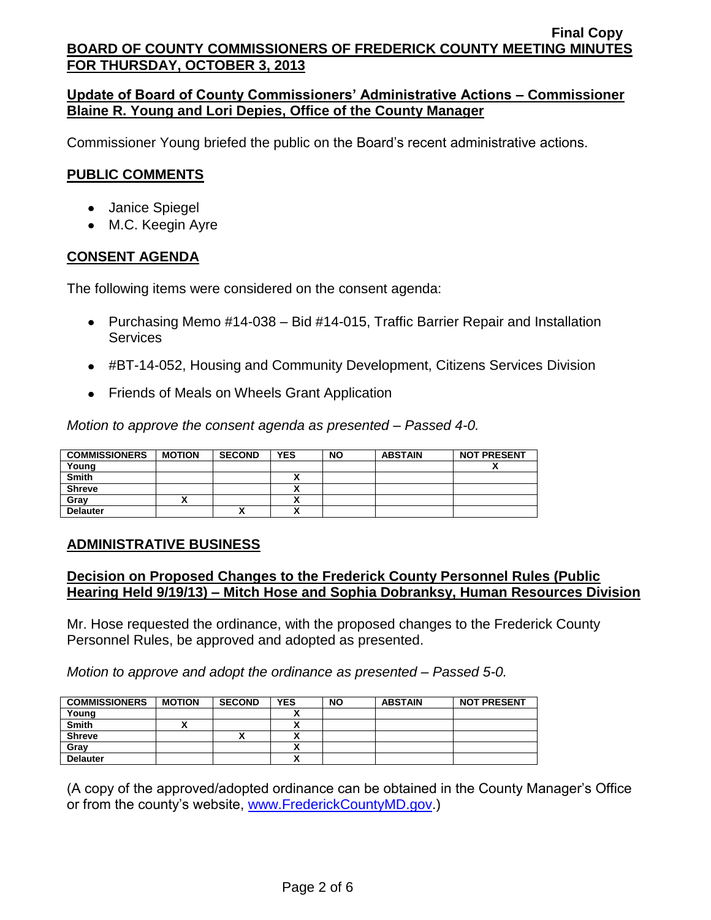## Update of Board of County Commissioners' Administrative Actions – Commissioner Blaine R. Young and Lori Depies, Office of the County Manager

Commissioner Young briefed the public on the Board's recent administrative actions.

## PUBLIC COMMENTS

- Janice Spiegel
- M.C. Keegin Ayre

## CONSENT AGENDA

The following items were considered on the consent agenda:

- Purchasing Memo #14-038 – Bid #14-015, Traffic Barrier Repair and Installation Services
- #BT-14-052, Housing and Community Development, Citizens Services Division
- Friends of Meals on Wheels Grant Application

*Motion to approve the consent agenda as presented – Passed 4-0.*

| COMMISSIONERS | MOTION | SECOND | YES | NO | ABSTAIN | NOT PRESENT |
|---|---|---|---|---|---|---|
| Young | | | | | | X |
| Smith | | | X | | | |
| Shreve | | | X | | | |
| Gray | X | | X | | | |
| Delauter | | X | X | | | |

## ADMINISTRATIVE BUSINESS

### Decision on Proposed Changes to the Frederick County Personnel Rules (Public Hearing Held 9/19/13) – Mitch Hose and Sophia Dobranksy, Human Resources Division

Mr. Hose requested the ordinance, with the proposed changes to the Frederick County Personnel Rules, be approved and adopted as presented.

*Motion to approve and adopt the ordinance as presented – Passed 5-0.*

| COMMISSIONERS | MOTION | SECOND | YES | NO | ABSTAIN | NOT PRESENT |
|---|---|---|---|---|---|---|
| Young | | | X | | | |
| Smith | X | | X | | | |
| Shreve | | X | X | | | |
| Gray | | | X | | | |
| Delauter | | | X | | | |

(A copy of the approved/adopted ordinance can be obtained in the County Manager's Office or from the county's website, www.FrederickCountyMD.gov.)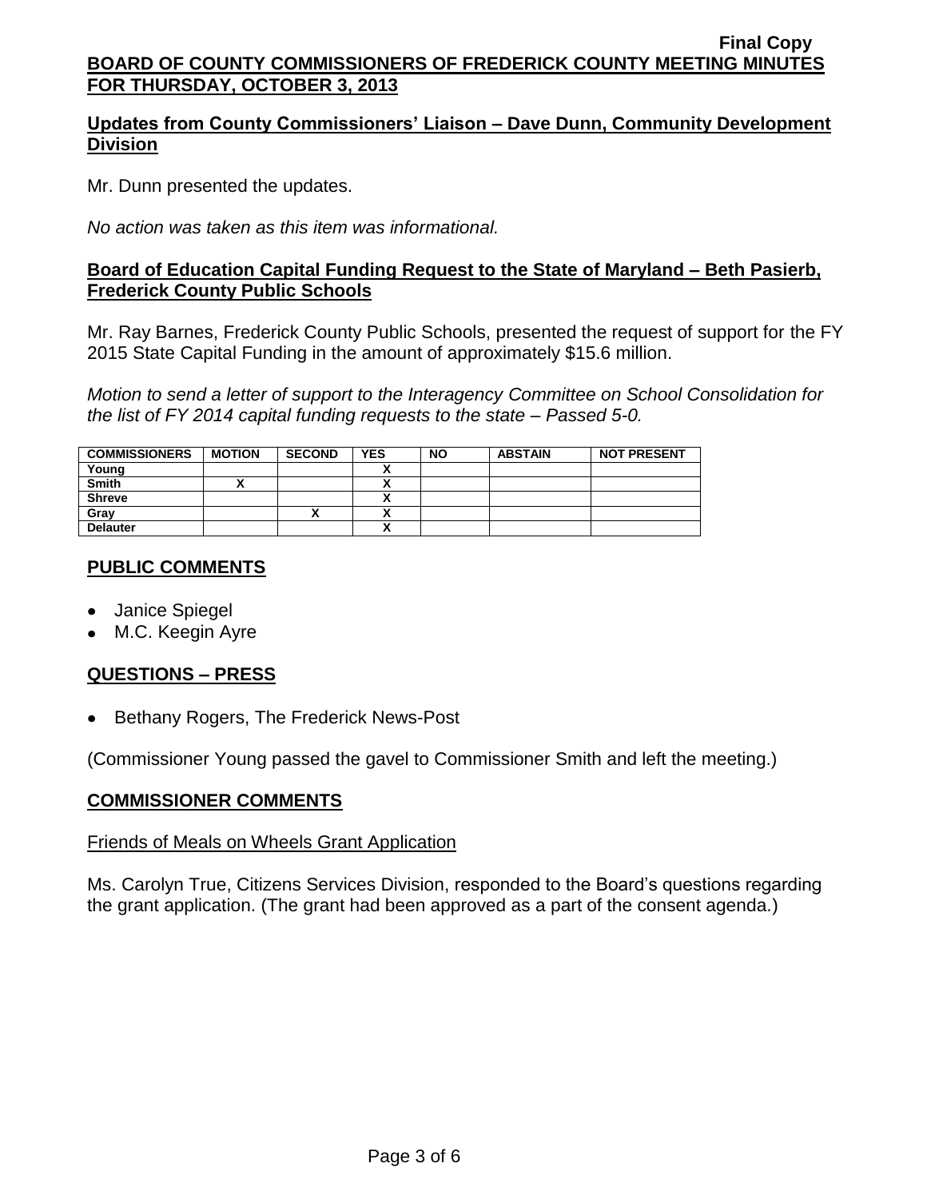## Updates from County Commissioners' Liaison – Dave Dunn, Community Development Division

Mr. Dunn presented the updates.

*No action was taken as this item was informational.*

## Board of Education Capital Funding Request to the State of Maryland – Beth Pasierb, Frederick County Public Schools

Mr. Ray Barnes, Frederick County Public Schools, presented the request of support for the FY 2015 State Capital Funding in the amount of approximately $15.6 million.

*Motion to send a letter of support to the Interagency Committee on School Consolidation for the list of FY 2014 capital funding requests to the state – Passed 5-0.*

| COMMISSIONERS | MOTION | SECOND | YES | NO | ABSTAIN | NOT PRESENT |
|---|---|---|---|---|---|---|
| Young | | | X | | | |
| Smith | X | | X | | | |
| Shreve | | | X | | | |
| Gray | | X | X | | | |
| Delauter | | | X | | | |

## PUBLIC COMMENTS

- Janice Spiegel
- M.C. Keegin Ayre

## QUESTIONS – PRESS

- Bethany Rogers, The Frederick News-Post

(Commissioner Young passed the gavel to Commissioner Smith and left the meeting.)

## COMMISSIONER COMMENTS

Friends of Meals on Wheels Grant Application

Ms. Carolyn True, Citizens Services Division, responded to the Board's questions regarding the grant application. (The grant had been approved as a part of the consent agenda.)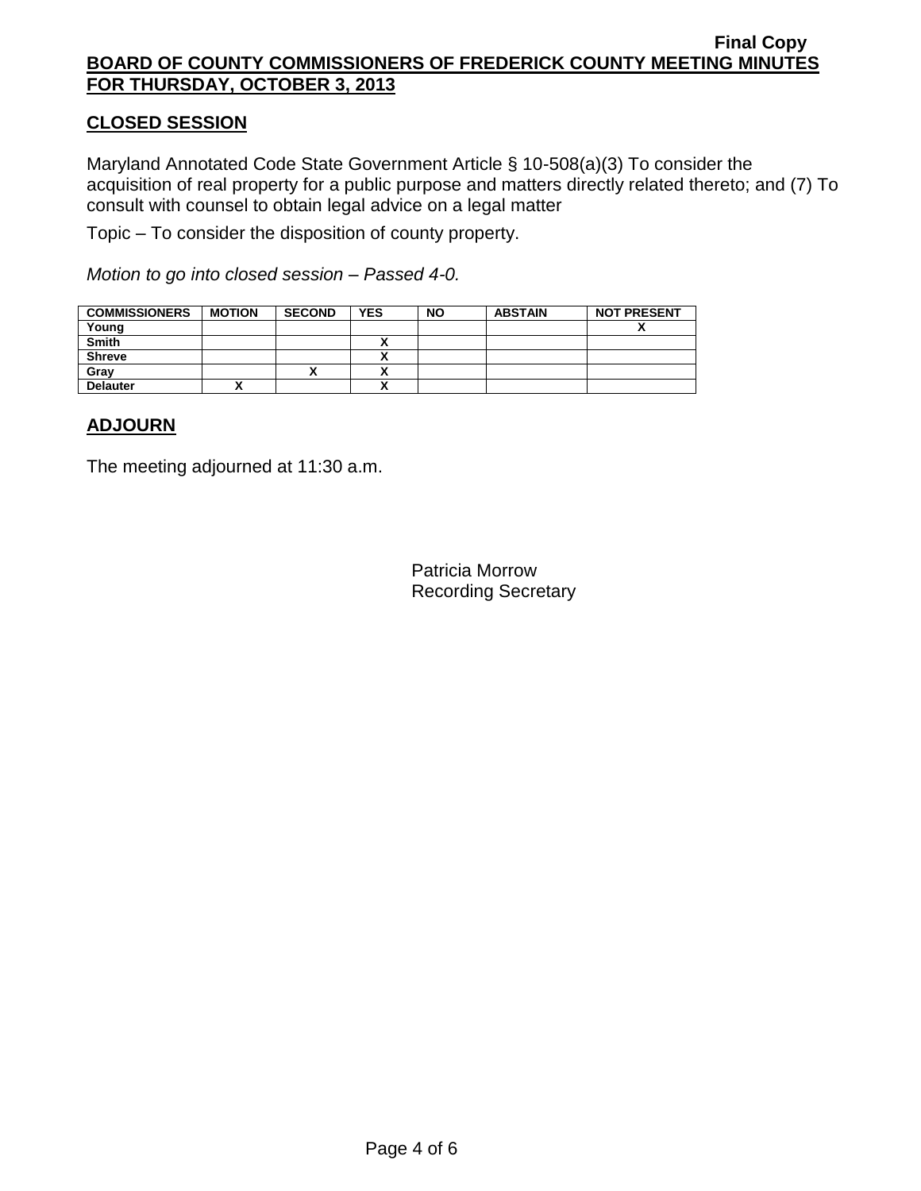Final Copy

**BOARD OF COUNTY COMMISSIONERS OF FREDERICK COUNTY MEETING MINUTES FOR THURSDAY, OCTOBER 3, 2013**

## CLOSED SESSION

Maryland Annotated Code State Government Article § 10-508(a)(3) To consider the acquisition of real property for a public purpose and matters directly related thereto; and (7) To consult with counsel to obtain legal advice on a legal matter

Topic – To consider the disposition of county property.

*Motion to go into closed session – Passed 4-0.*

| COMMISSIONERS | MOTION | SECOND | YES | NO | ABSTAIN | NOT PRESENT |
|---|---|---|---|---|---|---|
| Young | | | | | | X |
| Smith | | | X | | | |
| Shreve | | | X | | | |
| Gray | | X | X | | | |
| Delauter | X | | X | | | |

## ADJOURN

The meeting adjourned at 11:30 a.m.

Patricia Morrow
Recording Secretary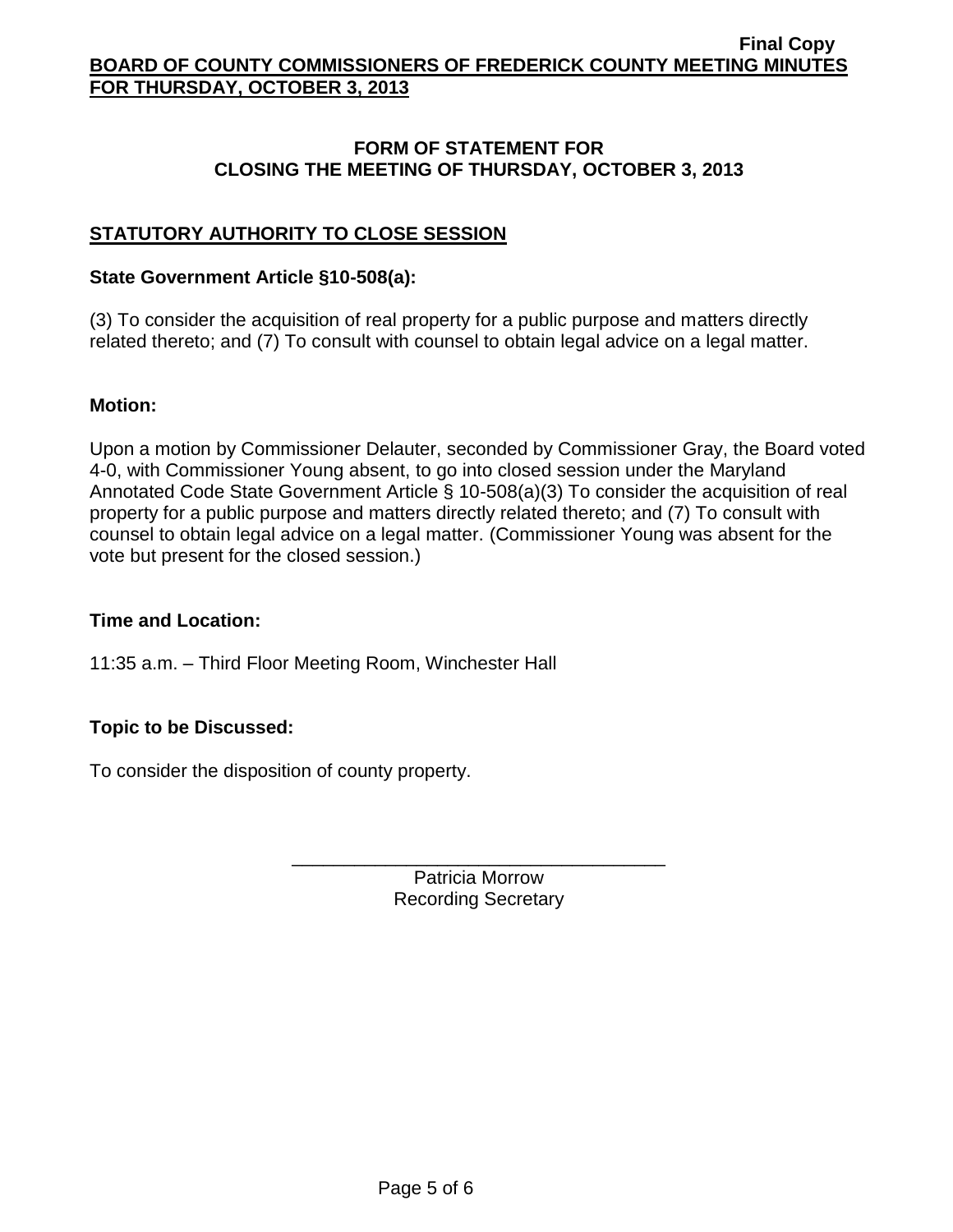## FORM OF STATEMENT FOR CLOSING THE MEETING OF THURSDAY, OCTOBER 3, 2013

### STATUTORY AUTHORITY TO CLOSE SESSION

**State Government Article §10-508(a):**

(3) To consider the acquisition of real property for a public purpose and matters directly related thereto; and (7) To consult with counsel to obtain legal advice on a legal matter.

**Motion:**

Upon a motion by Commissioner Delauter, seconded by Commissioner Gray, the Board voted 4-0, with Commissioner Young absent, to go into closed session under the Maryland Annotated Code State Government Article § 10-508(a)(3) To consider the acquisition of real property for a public purpose and matters directly related thereto; and (7) To consult with counsel to obtain legal advice on a legal matter. (Commissioner Young was absent for the vote but present for the closed session.)

**Time and Location:**

11:35 a.m. – Third Floor Meeting Room, Winchester Hall

**Topic to be Discussed:**

To consider the disposition of county property.

\_\_\_\_\_\_\_\_\_\_\_\_\_\_\_\_\_\_\_\_\_\_\_\_\_\_\_\_\_\_\_\_\_\_\_\_

Patricia Morrow
Recording Secretary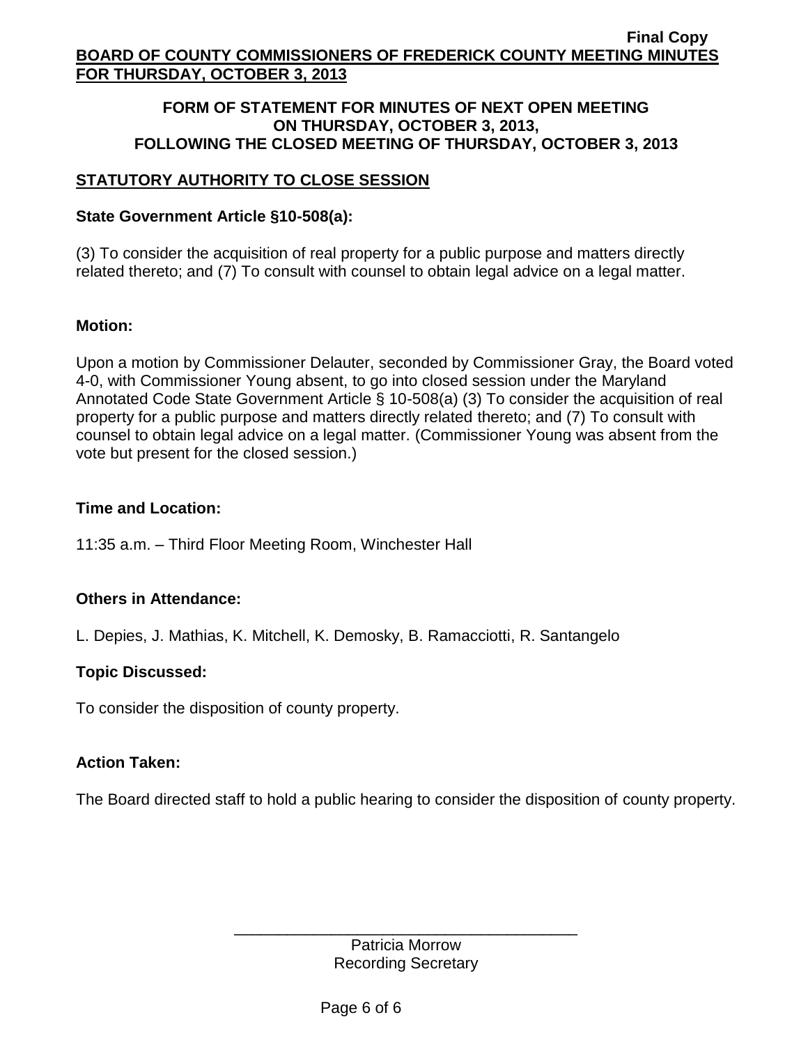**FORM OF STATEMENT FOR MINUTES OF NEXT OPEN MEETING ON THURSDAY, OCTOBER 3, 2013, FOLLOWING THE CLOSED MEETING OF THURSDAY, OCTOBER 3, 2013**

## STATUTORY AUTHORITY TO CLOSE SESSION

### State Government Article §10-508(a):

(3) To consider the acquisition of real property for a public purpose and matters directly related thereto; and (7) To consult with counsel to obtain legal advice on a legal matter.

### Motion:

Upon a motion by Commissioner Delauter, seconded by Commissioner Gray, the Board voted 4-0, with Commissioner Young absent, to go into closed session under the Maryland Annotated Code State Government Article § 10-508(a) (3) To consider the acquisition of real property for a public purpose and matters directly related thereto; and (7) To consult with counsel to obtain legal advice on a legal matter. (Commissioner Young was absent from the vote but present for the closed session.)

### Time and Location:

11:35 a.m. – Third Floor Meeting Room, Winchester Hall

### Others in Attendance:

L. Depies, J. Mathias, K. Mitchell, K. Demosky, B. Ramacciotti, R. Santangelo

### Topic Discussed:

To consider the disposition of county property.

### Action Taken:

The Board directed staff to hold a public hearing to consider the disposition of county property.

\_\_\_\_\_\_\_\_\_\_\_\_\_\_\_\_\_\_\_\_\_\_\_\_\_\_\_\_\_\_\_\_\_\_\_\_\_\_\_\_

Patricia Morrow
Recording Secretary